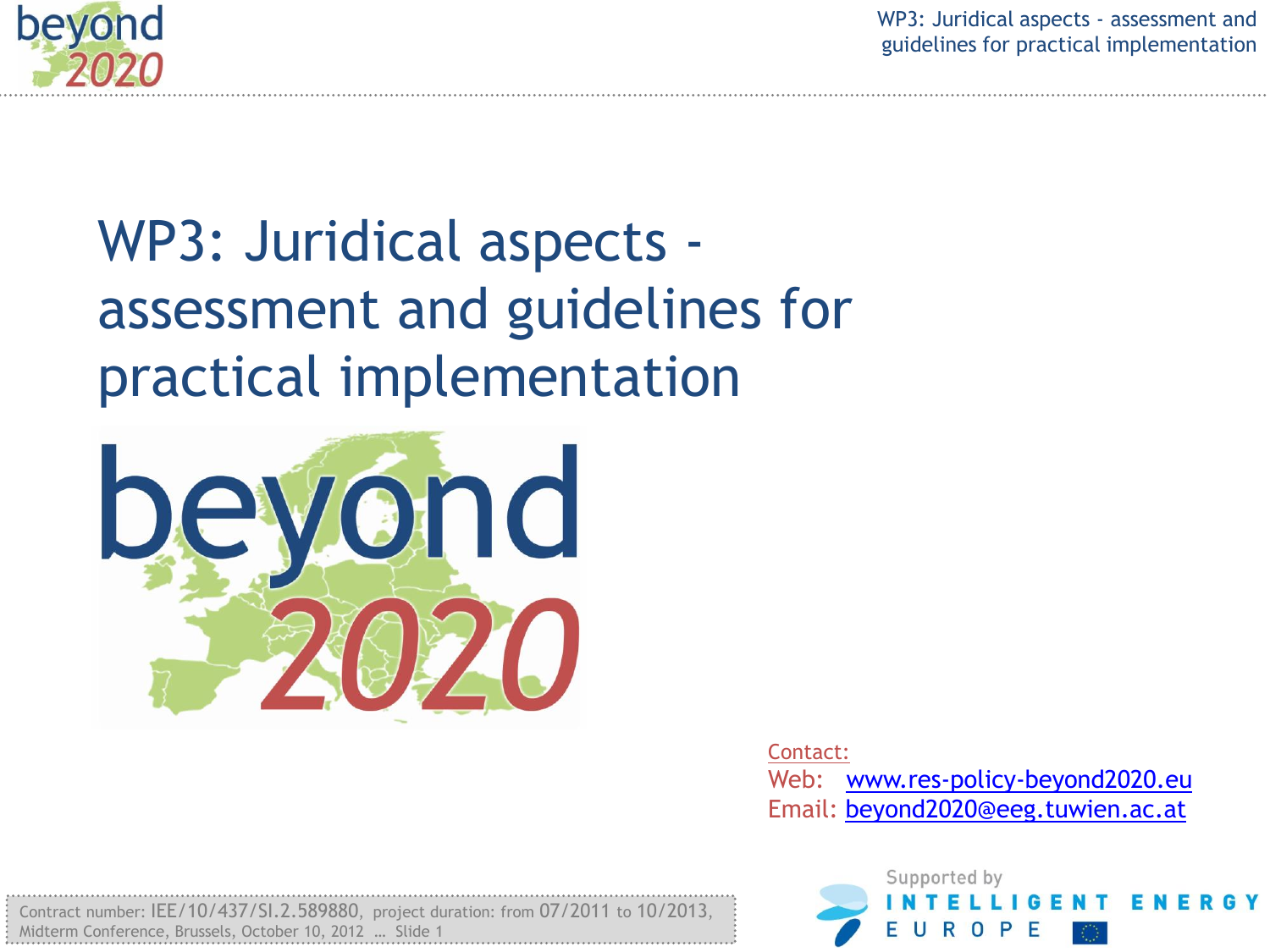# WP3: Juridical aspects - assessment and guidelines for practical implementation

beyond 2020

Contact:
Web: www.res-policy-beyond2020.eu
Email: beyond2020@eeg.tuwien.ac.at

Contract number: IEE/10/437/SI.2.589880, project duration: from 07/2011 to 10/2013,
Midterm Conference, Brussels, October 10, 2012

Supported by INTELLIGENT ENERGY EUROPE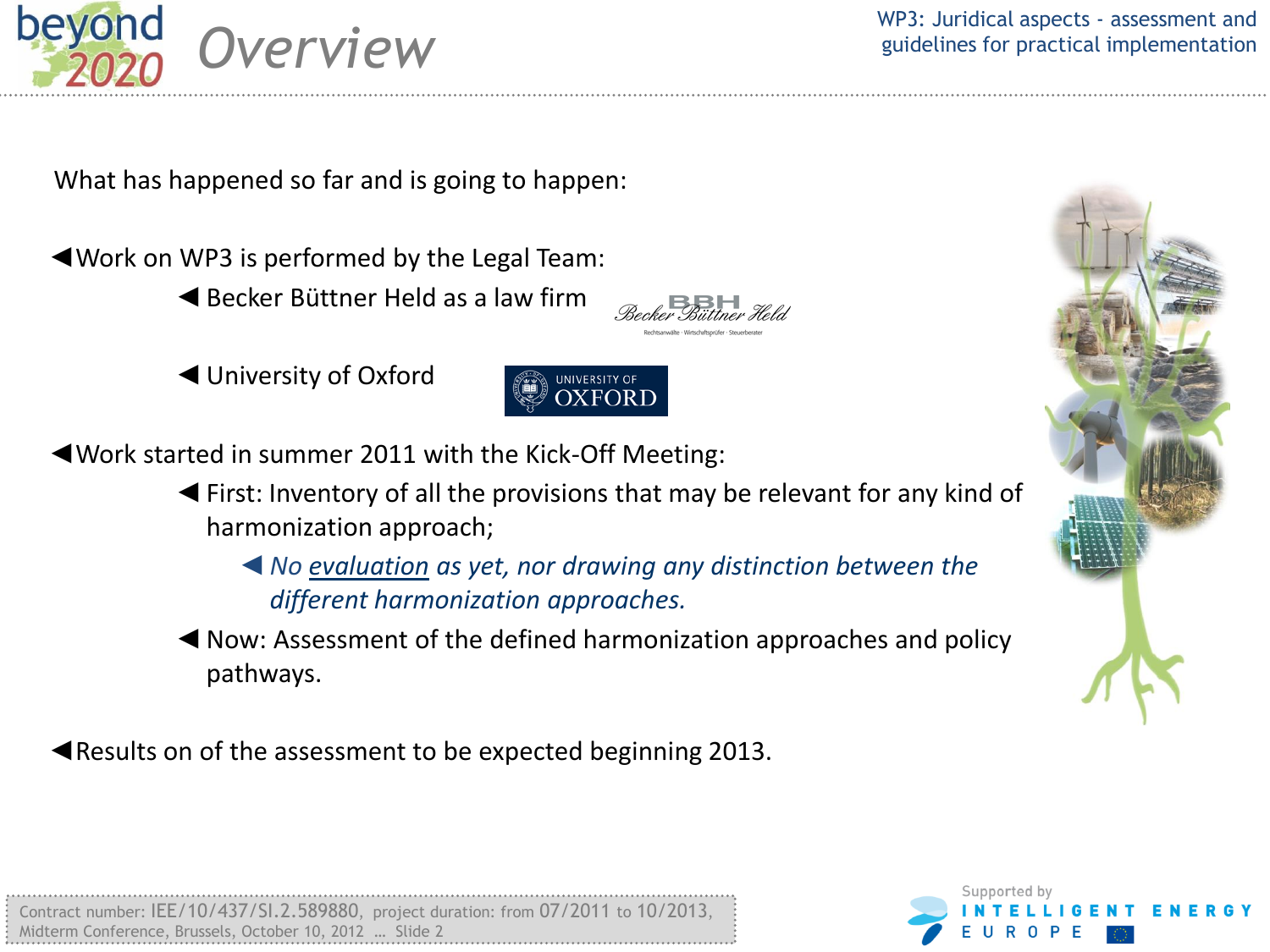# Overview

What has happened so far and is going to happen:

- Work on WP3 is performed by the Legal Team:
  - Becker Büttner Held as a law firm
  - University of Oxford
- Work started in summer 2011 with the Kick-Off Meeting:
  - First: Inventory of all the provisions that may be relevant for any kind of harmonization approach;
    - *No evaluation as yet, nor drawing any distinction between the different harmonization approaches.*
  - Now: Assessment of the defined harmonization approaches and policy pathways.
- Results on of the assessment to be expected beginning 2013.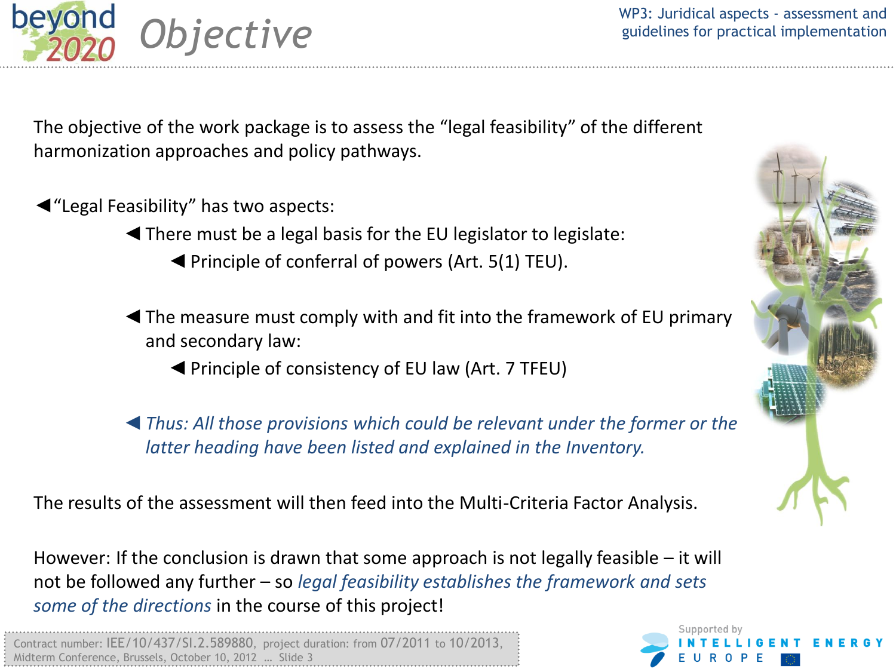# Objective

The objective of the work package is to assess the “legal feasibility” of the different harmonization approaches and policy pathways.

- “Legal Feasibility” has two aspects:
  - There must be a legal basis for the EU legislator to legislate:
    - Principle of conferral of powers (Art. 5(1) TEU).
  - The measure must comply with and fit into the framework of EU primary and secondary law:
    - Principle of consistency of EU law (Art. 7 TFEU)
  - *Thus: All those provisions which could be relevant under the former or the latter heading have been listed and explained in the Inventory.*

The results of the assessment will then feed into the Multi-Criteria Factor Analysis.

However: If the conclusion is drawn that some approach is not legally feasible – it will not be followed any further – so *legal feasibility establishes the framework and sets some of the directions* in the course of this project!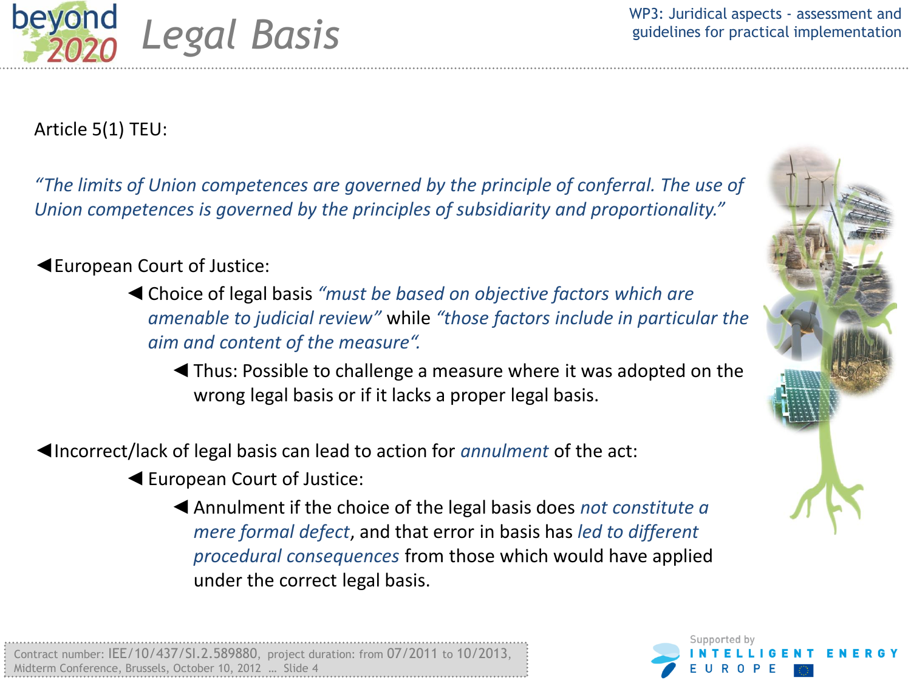# Legal Basis

Article 5(1) TEU:

*"The limits of Union competences are governed by the principle of conferral. The use of Union competences is governed by the principles of subsidiarity and proportionality."*

- European Court of Justice:
  - Choice of legal basis *"must be based on objective factors which are amenable to judicial review"* while *"those factors include in particular the aim and content of the measure".*
    - Thus: Possible to challenge a measure where it was adopted on the wrong legal basis or if it lacks a proper legal basis.

- Incorrect/lack of legal basis can lead to action for *annulment* of the act:
  - European Court of Justice:
    - Annulment if the choice of the legal basis does *not constitute a mere formal defect*, and that error in basis has *led to different procedural consequences* from those which would have applied under the correct legal basis.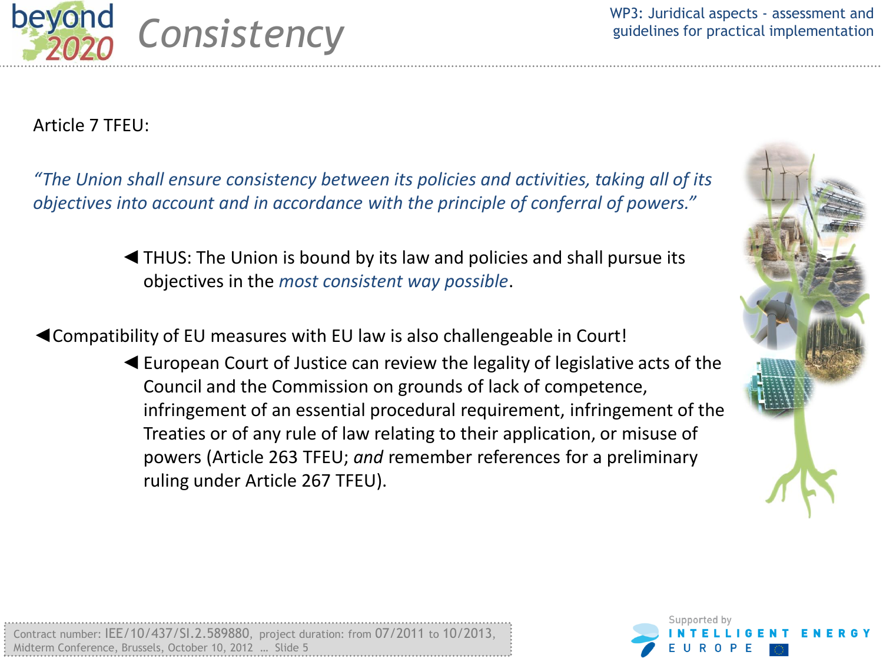# Consistency

Article 7 TFEU:

*"The Union shall ensure consistency between its policies and activities, taking all of its objectives into account and in accordance with the principle of conferral of powers."*

- ◀ THUS: The Union is bound by its law and policies and shall pursue its objectives in the *most consistent way possible*.

◀ Compatibility of EU measures with EU law is also challengeable in Court!

- ◀ European Court of Justice can review the legality of legislative acts of the Council and the Commission on grounds of lack of competence, infringement of an essential procedural requirement, infringement of the Treaties or of any rule of law relating to their application, or misuse of powers (Article 263 TFEU; *and* remember references for a preliminary ruling under Article 267 TFEU).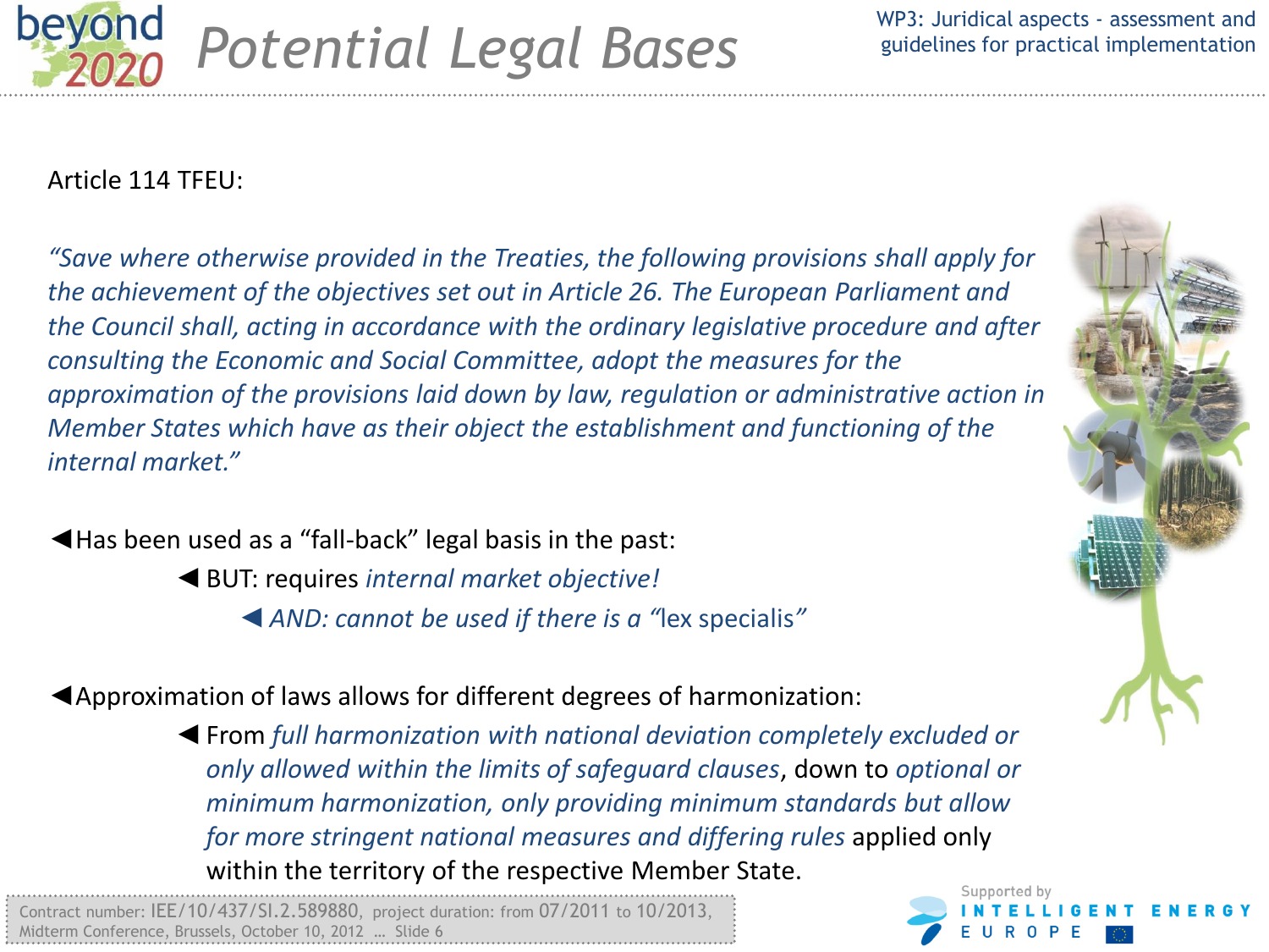# Potential Legal Bases

Article 114 TFEU:

*"Save where otherwise provided in the Treaties, the following provisions shall apply for the achievement of the objectives set out in Article 26. The European Parliament and the Council shall, acting in accordance with the ordinary legislative procedure and after consulting the Economic and Social Committee, adopt the measures for the approximation of the provisions laid down by law, regulation or administrative action in Member States which have as their object the establishment and functioning of the internal market."*

- Has been used as a "fall-back" legal basis in the past:
  - BUT: requires *internal market objective!*
    - *AND: cannot be used if there is a "*lex specialis*"*

- Approximation of laws allows for different degrees of harmonization:
  - From *full harmonization with national deviation completely excluded or only allowed within the limits of safeguard clauses*, down to *optional or minimum harmonization, only providing minimum standards but allow for more stringent national measures and differing rules* applied only within the territory of the respective Member State.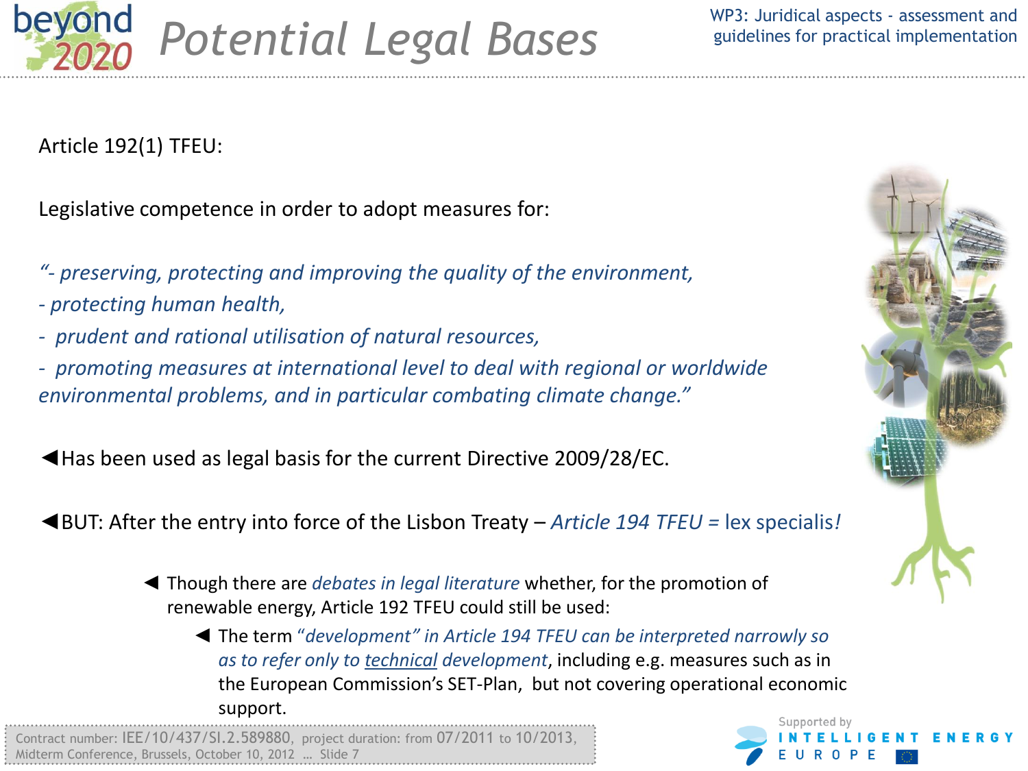# Potential Legal Bases

Article 192(1) TFEU:

Legislative competence in order to adopt measures for:

*"- preserving, protecting and improving the quality of the environment,*
*- protecting human health,*
*- prudent and rational utilisation of natural resources,*
*- promoting measures at international level to deal with regional or worldwide environmental problems, and in particular combating climate change."*

◄Has been used as legal basis for the current Directive 2009/28/EC.

◄BUT: After the entry into force of the Lisbon Treaty – *Article 194 TFEU* = lex specialis*!*

- ◄ Though there are *debates in legal literature* whether, for the promotion of renewable energy, Article 192 TFEU could still be used:
  - ◄ The term *"development" in Article 194 TFEU can be interpreted narrowly so as to refer only to technical development*, including e.g. measures such as in the European Commission's SET-Plan, but not covering operational economic support.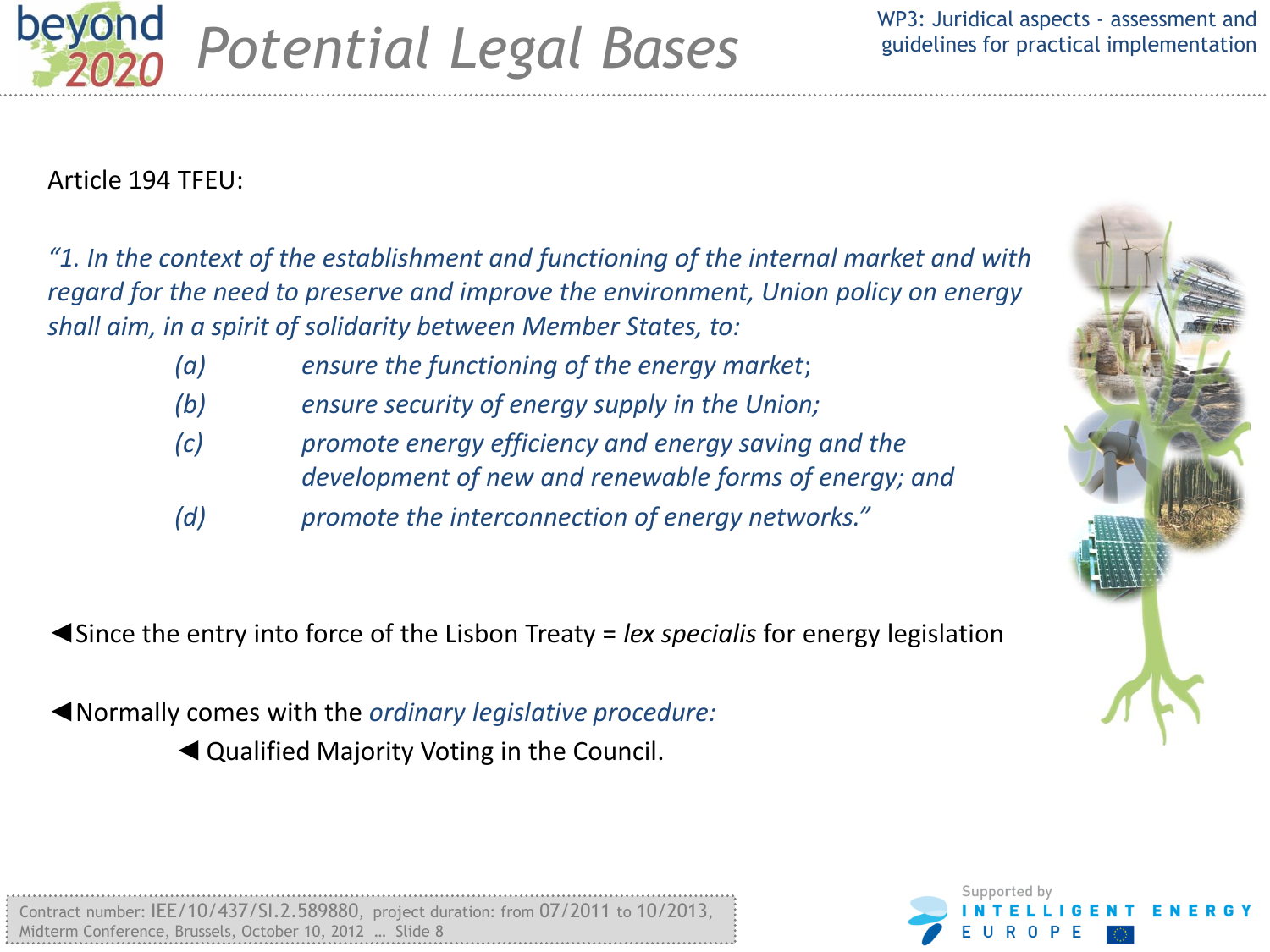# Potential Legal Bases

Article 194 TFEU:

*"1. In the context of the establishment and functioning of the internal market and with regard for the need to preserve and improve the environment, Union policy on energy shall aim, in a spirit of solidarity between Member States, to:*

- *(a) ensure the functioning of the energy market;*
- *(b) ensure security of energy supply in the Union;*
- *(c) promote energy efficiency and energy saving and the development of new and renewable forms of energy; and*
- *(d) promote the interconnection of energy networks."*

◀Since the entry into force of the Lisbon Treaty = *lex specialis* for energy legislation

◀Normally comes with the *ordinary legislative procedure:*

- ◀ Qualified Majority Voting in the Council.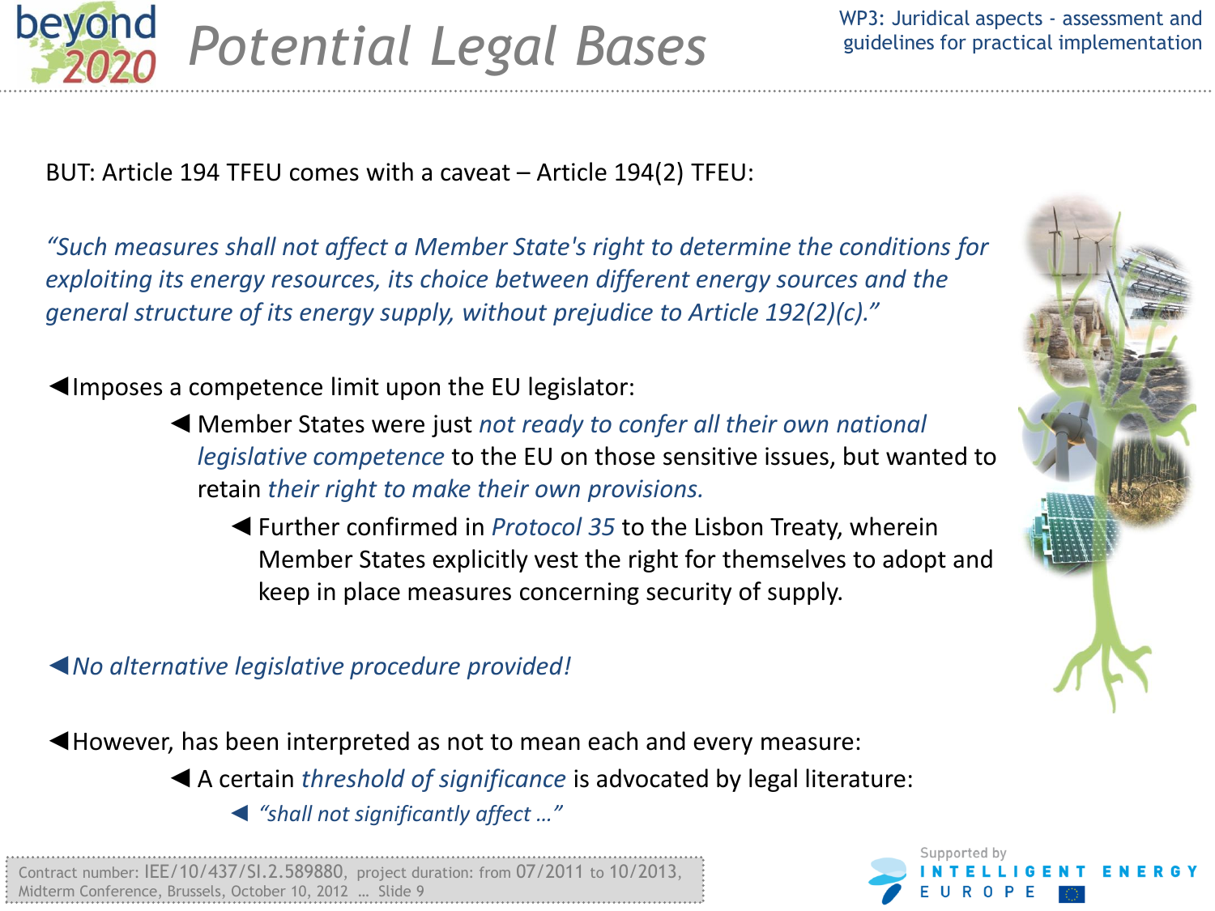# Potential Legal Bases

BUT: Article 194 TFEU comes with a caveat – Article 194(2) TFEU:

*"Such measures shall not affect a Member State's right to determine the conditions for exploiting its energy resources, its choice between different energy sources and the general structure of its energy supply, without prejudice to Article 192(2)(c)."*

- Imposes a competence limit upon the EU legislator:
  - Member States were just *not ready to confer all their own national legislative competence* to the EU on those sensitive issues, but wanted to retain *their right to make their own provisions.*
    - Further confirmed in *Protocol 35* to the Lisbon Treaty, wherein Member States explicitly vest the right for themselves to adopt and keep in place measures concerning security of supply.

- *No alternative legislative procedure provided!*

- However, has been interpreted as not to mean each and every measure:
  - A certain *threshold of significance* is advocated by legal literature:
    - *"shall not significantly affect …"*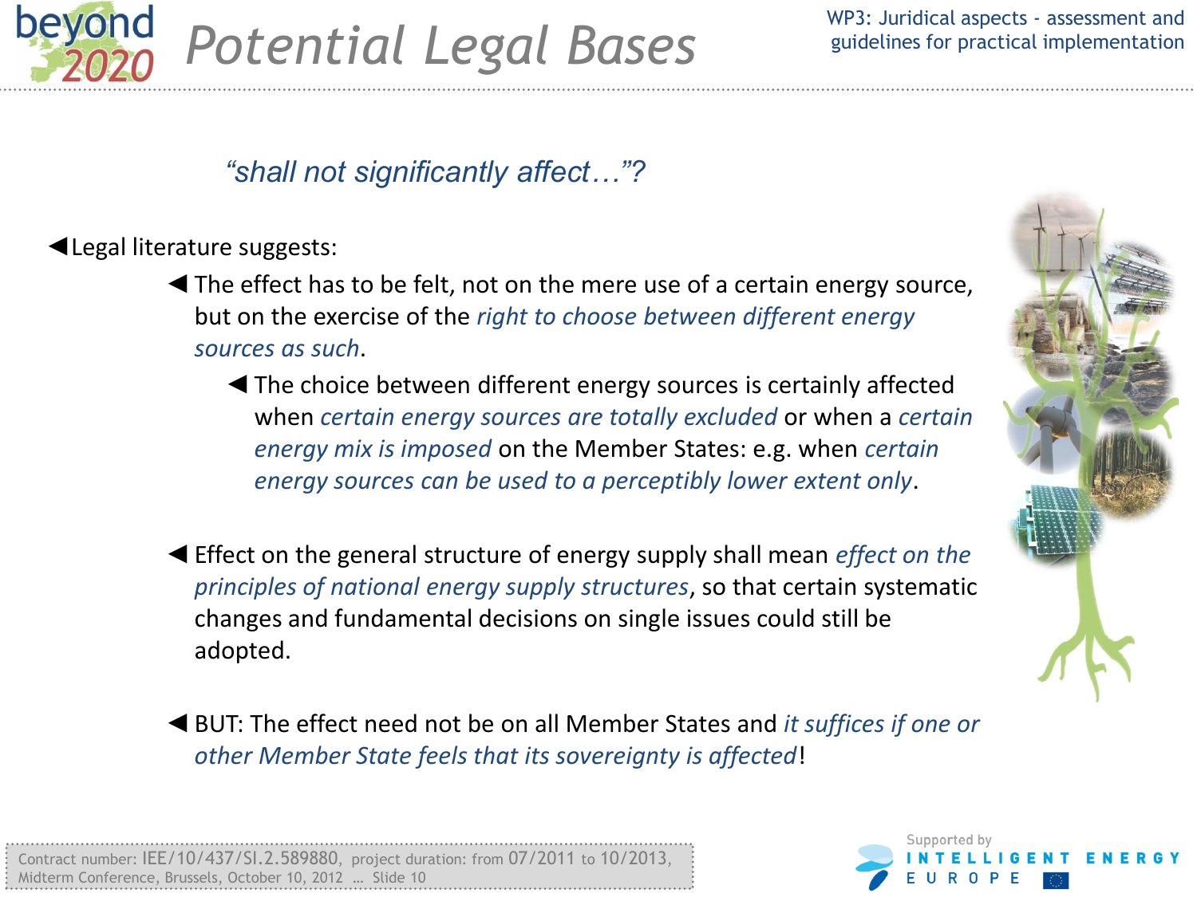# Potential Legal Bases

*"shall not significantly affect…"?*

- Legal literature suggests:
  - The effect has to be felt, not on the mere use of a certain energy source, but on the exercise of the *right to choose between different energy sources as such*.
    - The choice between different energy sources is certainly affected when *certain energy sources are totally excluded* or when a *certain energy mix is imposed* on the Member States: e.g. when *certain energy sources can be used to a perceptibly lower extent only*.
  - Effect on the general structure of energy supply shall mean *effect on the principles of national energy supply structures*, so that certain systematic changes and fundamental decisions on single issues could still be adopted.
  - BUT: The effect need not be on all Member States and *it suffices if one or other Member State feels that its sovereignty is affected*!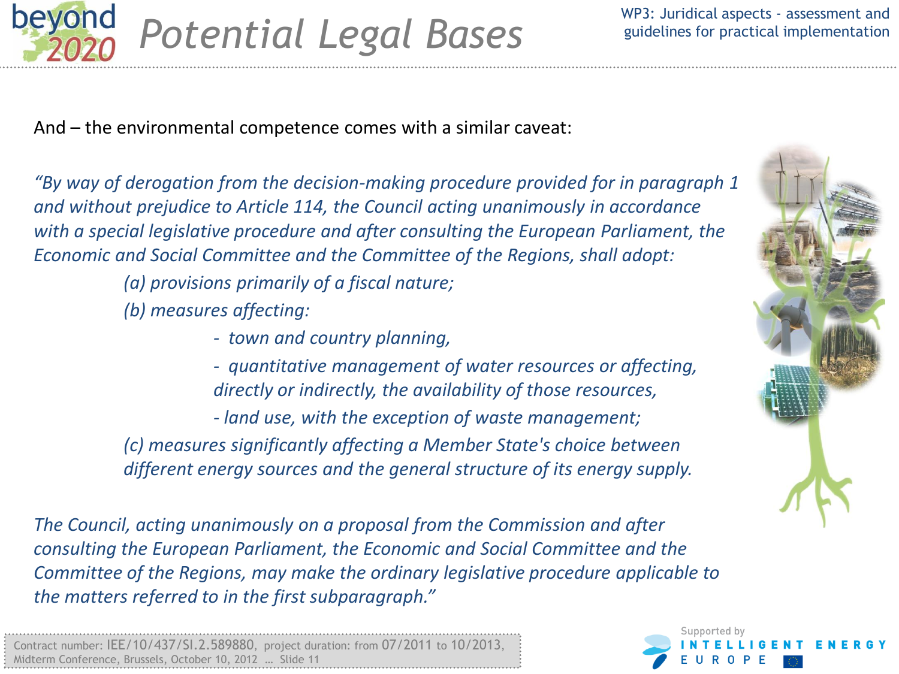# Potential Legal Bases

And – the environmental competence comes with a similar caveat:

*"By way of derogation from the decision-making procedure provided for in paragraph 1 and without prejudice to Article 114, the Council acting unanimously in accordance with a special legislative procedure and after consulting the European Parliament, the Economic and Social Committee and the Committee of the Regions, shall adopt:*

*(a) provisions primarily of a fiscal nature;*

*(b) measures affecting:*

- *town and country planning,*
- *quantitative management of water resources or affecting, directly or indirectly, the availability of those resources,*
- *land use, with the exception of waste management;*

*(c) measures significantly affecting a Member State's choice between different energy sources and the general structure of its energy supply.*

*The Council, acting unanimously on a proposal from the Commission and after consulting the European Parliament, the Economic and Social Committee and the Committee of the Regions, may make the ordinary legislative procedure applicable to the matters referred to in the first subparagraph."*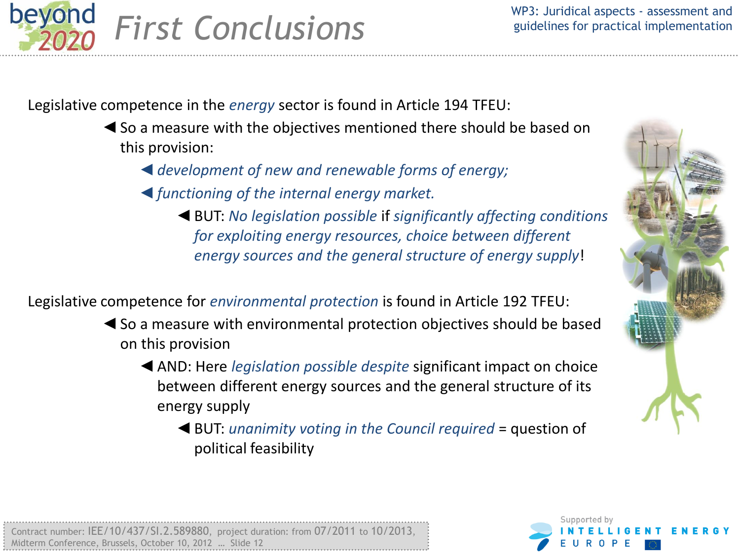# First Conclusions

Legislative competence in the *energy* sector is found in Article 194 TFEU:

- So a measure with the objectives mentioned there should be based on this provision:
  - *development of new and renewable forms of energy;*
  - *functioning of the internal energy market.*
    - BUT: *No legislation possible* if *significantly affecting conditions for exploiting energy resources, choice between different energy sources and the general structure of energy supply*!

Legislative competence for *environmental protection* is found in Article 192 TFEU:

- So a measure with environmental protection objectives should be based on this provision
  - AND: Here *legislation possible despite* significant impact on choice between different energy sources and the general structure of its energy supply
    - BUT: *unanimity voting in the Council required* = question of political feasibility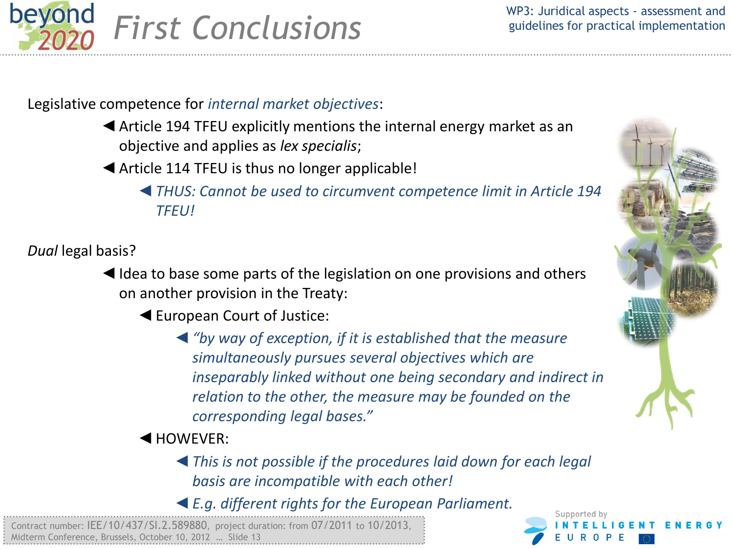# First Conclusions

Legislative competence for *internal market objectives*:

- Article 194 TFEU explicitly mentions the internal energy market as an objective and applies as *lex specialis*;
- Article 114 TFEU is thus no longer applicable!
  - *THUS: Cannot be used to circumvent competence limit in Article 194 TFEU!*

*Dual* legal basis?

- Idea to base some parts of the legislation on one provisions and others on another provision in the Treaty:
  - European Court of Justice:
    - *"by way of exception, if it is established that the measure simultaneously pursues several objectives which are inseparably linked without one being secondary and indirect in relation to the other, the measure may be founded on the corresponding legal bases."*
  - HOWEVER:
    - *This is not possible if the procedures laid down for each legal basis are incompatible with each other!*
    - *E.g. different rights for the European Parliament.*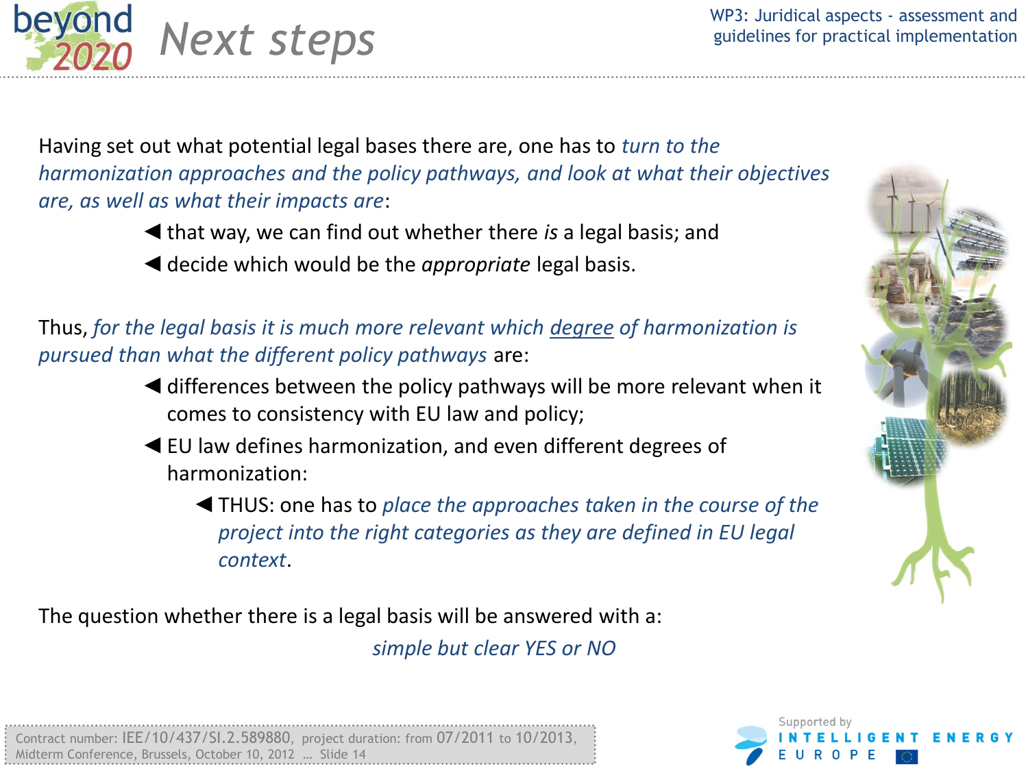# Next steps

Having set out what potential legal bases there are, one has to *turn to the harmonization approaches and the policy pathways, and look at what their objectives are, as well as what their impacts are*:

- ◀ that way, we can find out whether there *is* a legal basis; and
- ◀ decide which would be the *appropriate* legal basis.

Thus, *for the legal basis it is much more relevant which degree of harmonization is pursued than what the different policy pathways* are:

- ◀ differences between the policy pathways will be more relevant when it comes to consistency with EU law and policy;
- ◀ EU law defines harmonization, and even different degrees of harmonization:
  - ◀ THUS: one has to *place the approaches taken in the course of the project into the right categories as they are defined in EU legal context*.

The question whether there is a legal basis will be answered with a:

*simple but clear YES or NO*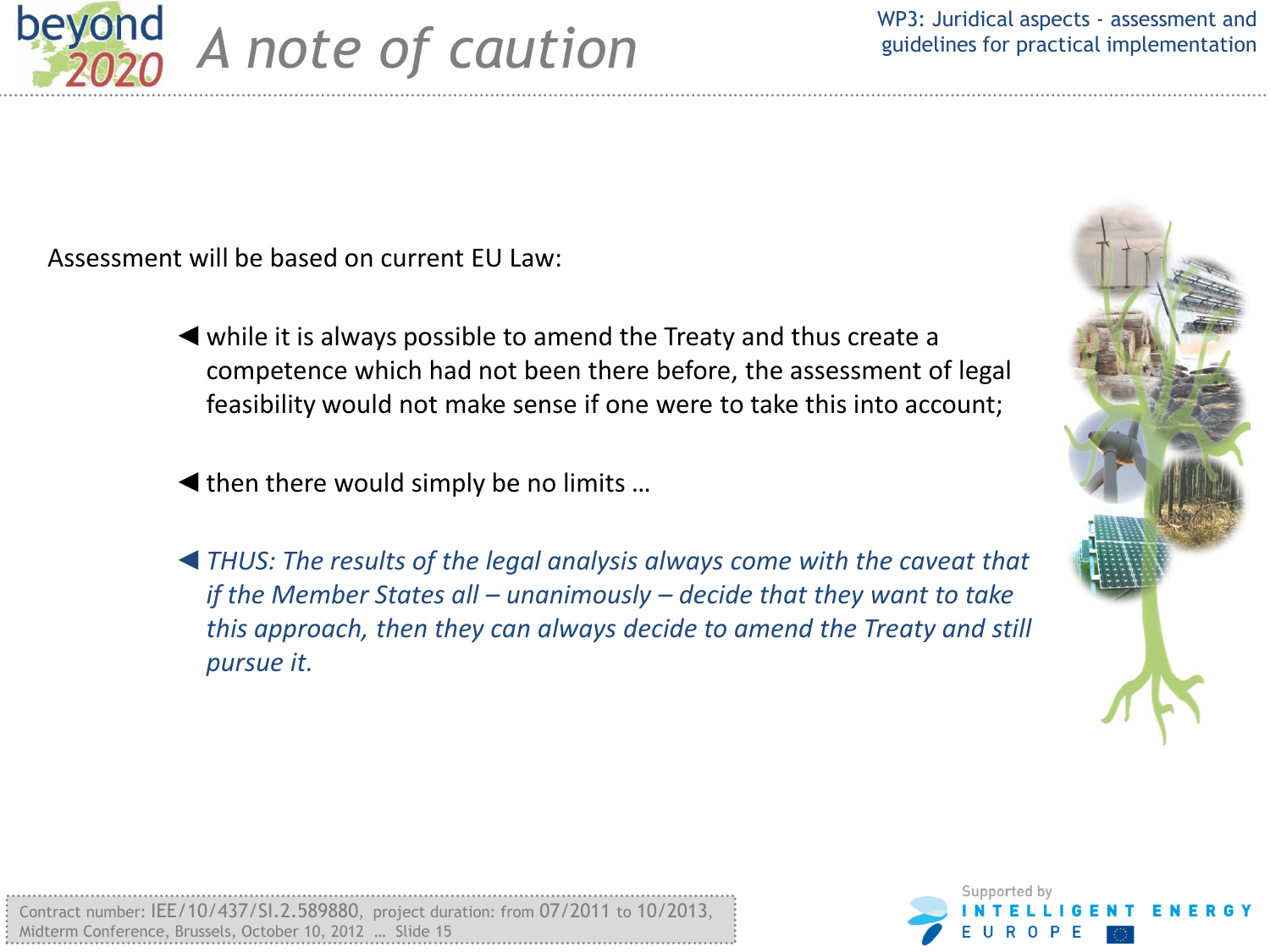# A note of caution

Assessment will be based on current EU Law:

- while it is always possible to amend the Treaty and thus create a competence which had not been there before, the assessment of legal feasibility would not make sense if one were to take this into account;
- then there would simply be no limits …
- *THUS: The results of the legal analysis always come with the caveat that if the Member States all – unanimously – decide that they want to take this approach, then they can always decide to amend the Treaty and still pursue it.*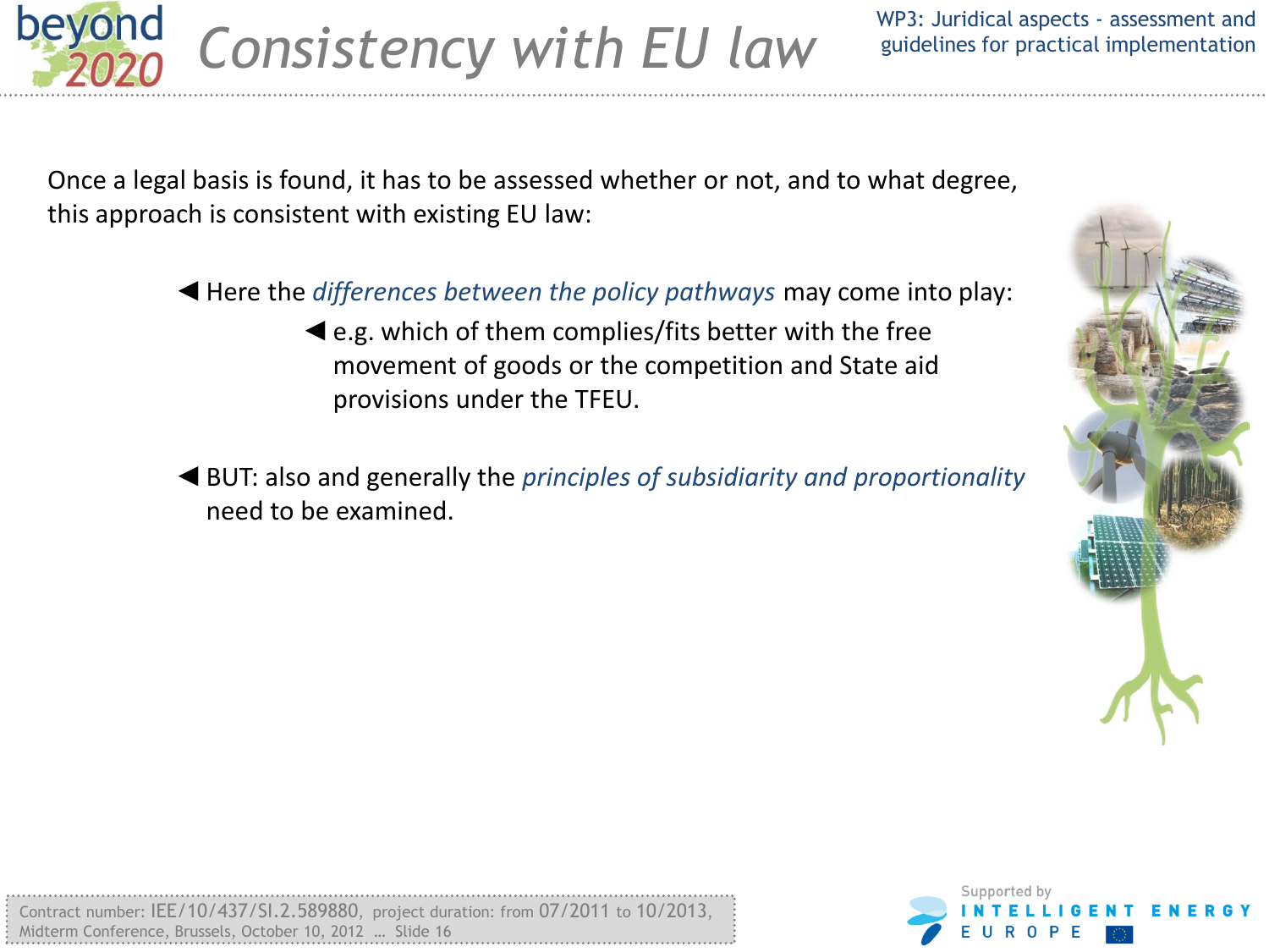# Consistency with EU law

Once a legal basis is found, it has to be assessed whether or not, and to what degree, this approach is consistent with existing EU law:

- Here the *differences between the policy pathways* may come into play:
  - e.g. which of them complies/fits better with the free movement of goods or the competition and State aid provisions under the TFEU.
- BUT: also and generally the *principles of subsidiarity and proportionality* need to be examined.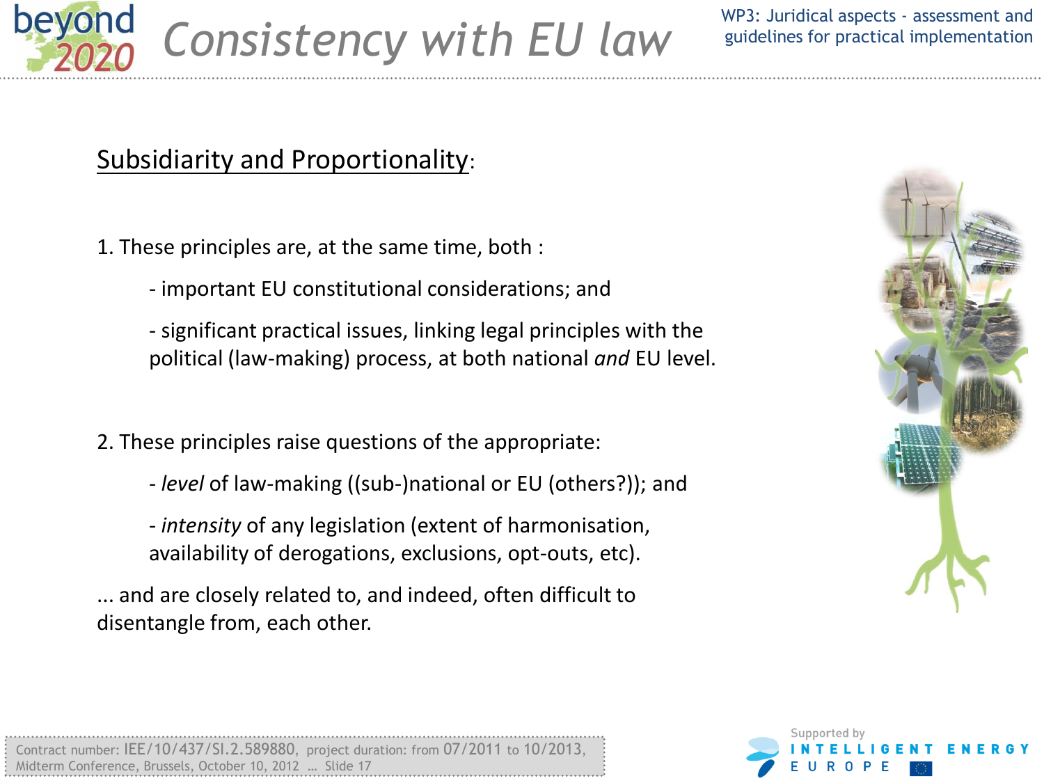# Consistency with EU law

## Subsidiarity and Proportionality:

1. These principles are, at the same time, both :

   - important EU constitutional considerations; and

   - significant practical issues, linking legal principles with the political (law-making) process, at both national *and* EU level.

2. These principles raise questions of the appropriate:

   - *level* of law-making ((sub-)national or EU (others?)); and

   - *intensity* of any legislation (extent of harmonisation, availability of derogations, exclusions, opt-outs, etc).

... and are closely related to, and indeed, often difficult to disentangle from, each other.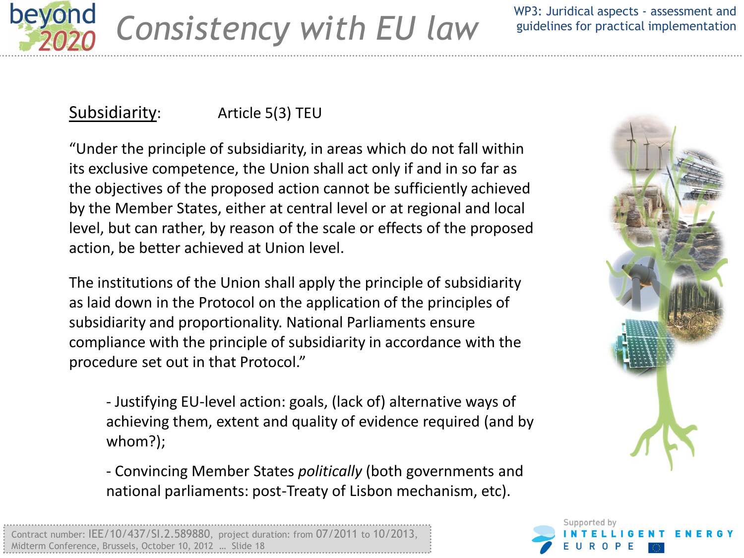# Consistency with EU law

Subsidiarity: Article 5(3) TEU

"Under the principle of subsidiarity, in areas which do not fall within its exclusive competence, the Union shall act only if and in so far as the objectives of the proposed action cannot be sufficiently achieved by the Member States, either at central level or at regional and local level, but can rather, by reason of the scale or effects of the proposed action, be better achieved at Union level.

The institutions of the Union shall apply the principle of subsidiarity as laid down in the Protocol on the application of the principles of subsidiarity and proportionality. National Parliaments ensure compliance with the principle of subsidiarity in accordance with the procedure set out in that Protocol."

- Justifying EU-level action: goals, (lack of) alternative ways of achieving them, extent and quality of evidence required (and by whom?);
- Convincing Member States *politically* (both governments and national parliaments: post-Treaty of Lisbon mechanism, etc).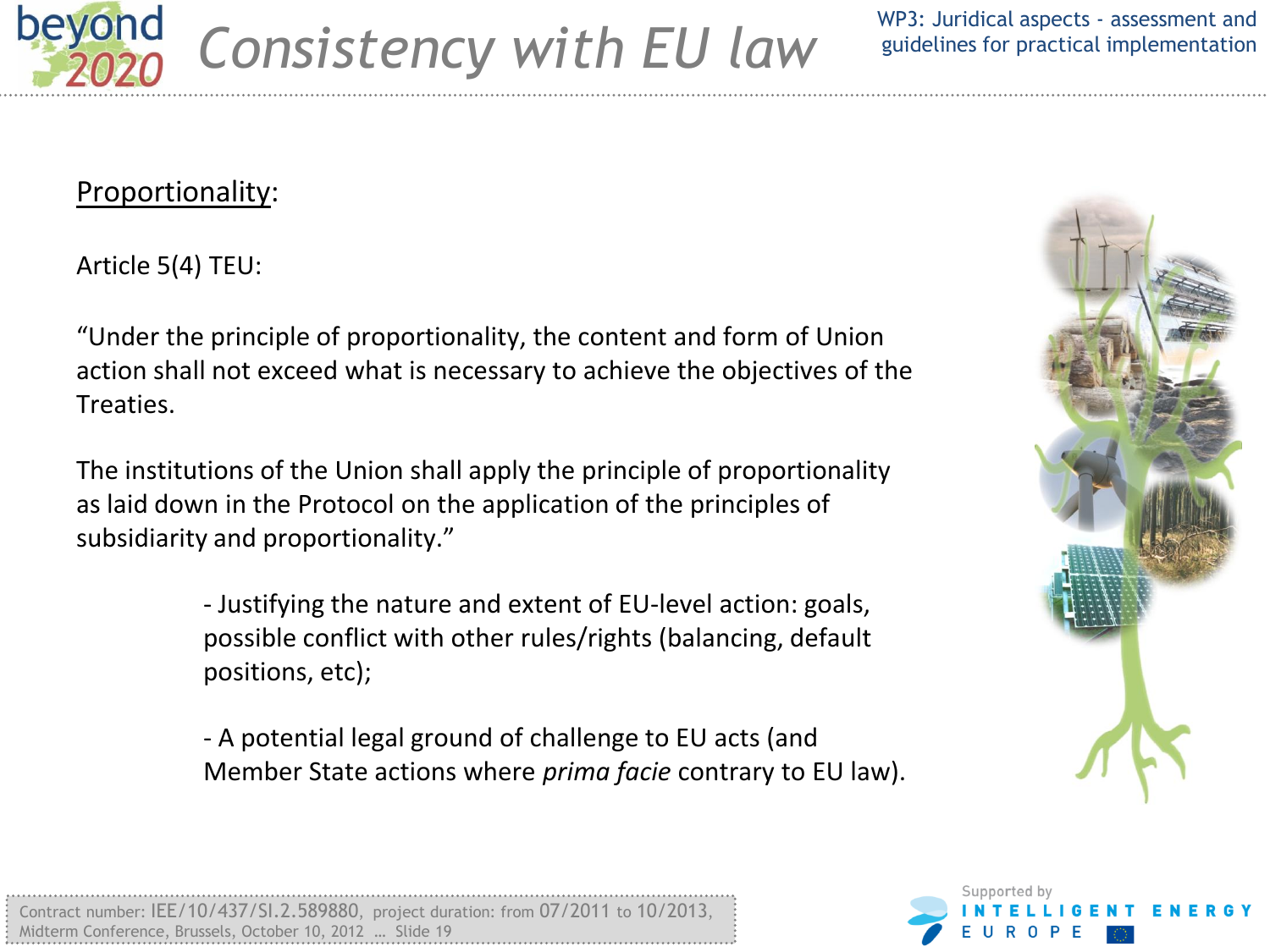# Consistency with EU law

Proportionality:

Article 5(4) TEU:

"Under the principle of proportionality, the content and form of Union action shall not exceed what is necessary to achieve the objectives of the Treaties.

The institutions of the Union shall apply the principle of proportionality as laid down in the Protocol on the application of the principles of subsidiarity and proportionality."

- Justifying the nature and extent of EU-level action: goals, possible conflict with other rules/rights (balancing, default positions, etc);
- A potential legal ground of challenge to EU acts (and Member State actions where *prima facie* contrary to EU law).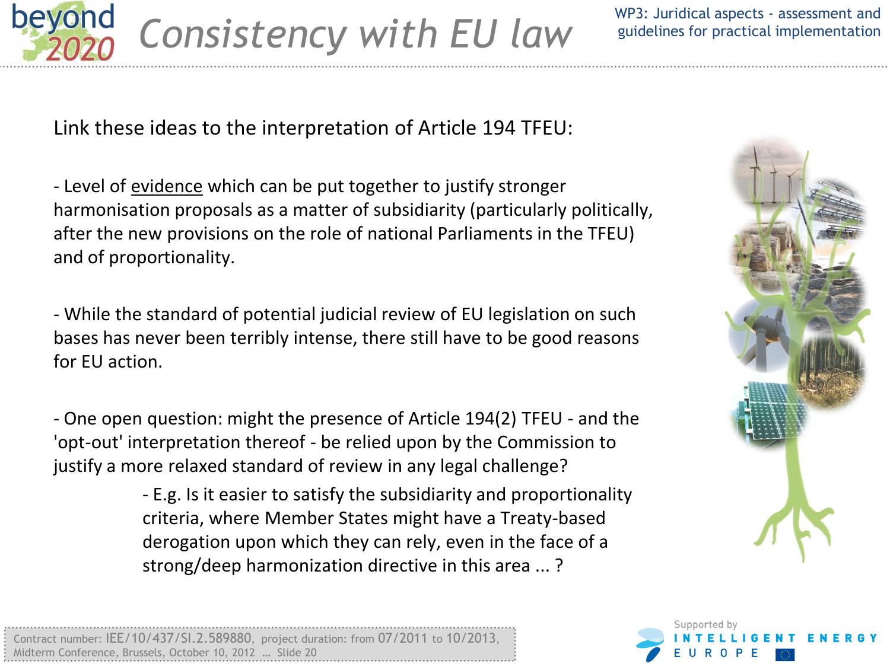# Consistency with EU law

Link these ideas to the interpretation of Article 194 TFEU:

- Level of evidence which can be put together to justify stronger harmonisation proposals as a matter of subsidiarity (particularly politically, after the new provisions on the role of national Parliaments in the TFEU) and of proportionality.

- While the standard of potential judicial review of EU legislation on such bases has never been terribly intense, there still have to be good reasons for EU action.

- One open question: might the presence of Article 194(2) TFEU - and the 'opt-out' interpretation thereof - be relied upon by the Commission to justify a more relaxed standard of review in any legal challenge?
  - E.g. Is it easier to satisfy the subsidiarity and proportionality criteria, where Member States might have a Treaty-based derogation upon which they can rely, even in the face of a strong/deep harmonization directive in this area ... ?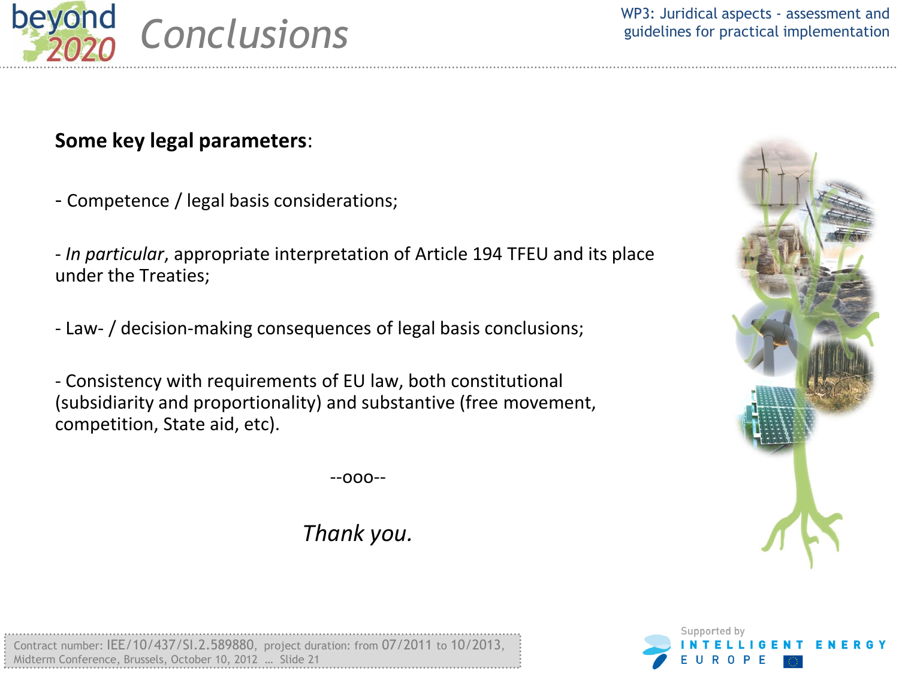# Conclusions

**Some key legal parameters**:

- Competence / legal basis considerations;

- *In particular*, appropriate interpretation of Article 194 TFEU and its place under the Treaties;

- Law- / decision-making consequences of legal basis conclusions;

- Consistency with requirements of EU law, both constitutional (subsidiarity and proportionality) and substantive (free movement, competition, State aid, etc).

--ooo--

*Thank you.*